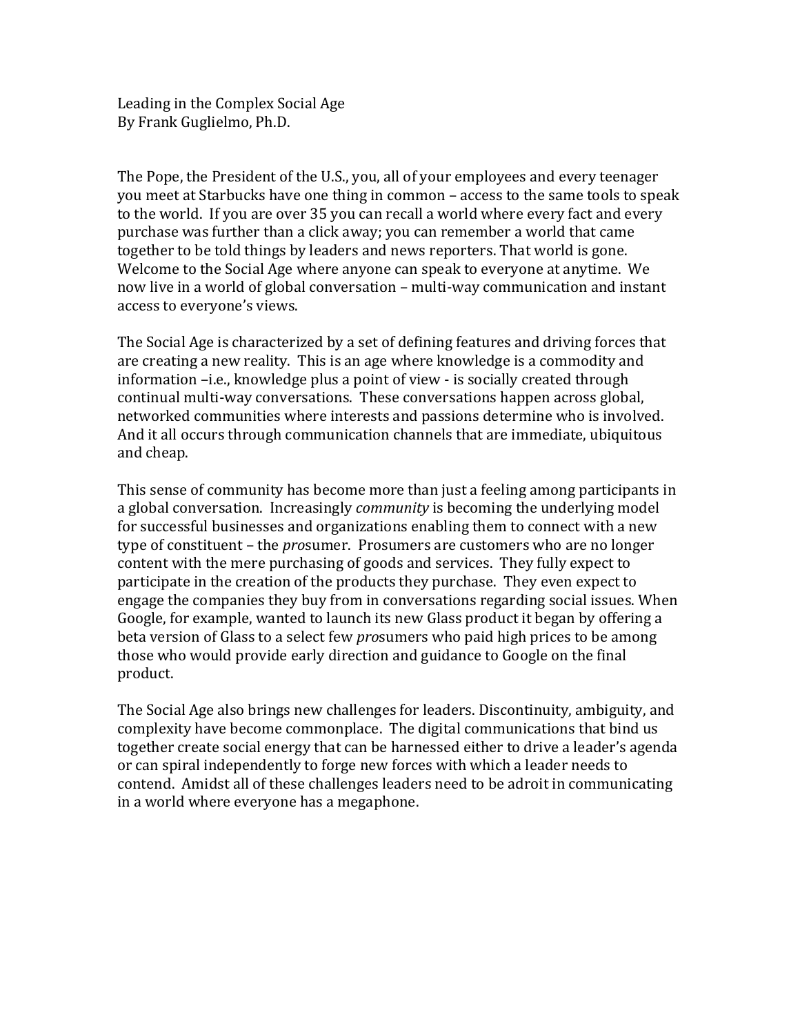# Leading in the Complex Social Age

By Frank Guglielmo, Ph.D.

The Pope, the President of the U.S., you, all of your employees and every teenager you meet at Starbucks have one thing in common – access to the same tools to speak to the world. If you are over 35 you can recall a world where every fact and every purchase was further than a click away; you can remember a world that came together to be told things by leaders and news reporters. That world is gone. Welcome to the Social Age where anyone can speak to everyone at anytime. We now live in a world of global conversation – multi-way communication and instant access to everyone's views.

The Social Age is characterized by a set of defining features and driving forces that are creating a new reality. This is an age where knowledge is a commodity and information –i.e., knowledge plus a point of view - is socially created through continual multi-way conversations. These conversations happen across global, networked communities where interests and passions determine who is involved. And it all occurs through communication channels that are immediate, ubiquitous and cheap.

This sense of community has become more than just a feeling among participants in a global conversation. Increasingly *community* is becoming the underlying model for successful businesses and organizations enabling them to connect with a new type of constituent – the *pro*sumer. Prosumers are customers who are no longer content with the mere purchasing of goods and services. They fully expect to participate in the creation of the products they purchase. They even expect to engage the companies they buy from in conversations regarding social issues. When Google, for example, wanted to launch its new Glass product it began by offering a beta version of Glass to a select few *pro*sumers who paid high prices to be among those who would provide early direction and guidance to Google on the final product.

The Social Age also brings new challenges for leaders. Discontinuity, ambiguity, and complexity have become commonplace. The digital communications that bind us together create social energy that can be harnessed either to drive a leader's agenda or can spiral independently to forge new forces with which a leader needs to contend. Amidst all of these challenges leaders need to be adroit in communicating in a world where everyone has a megaphone.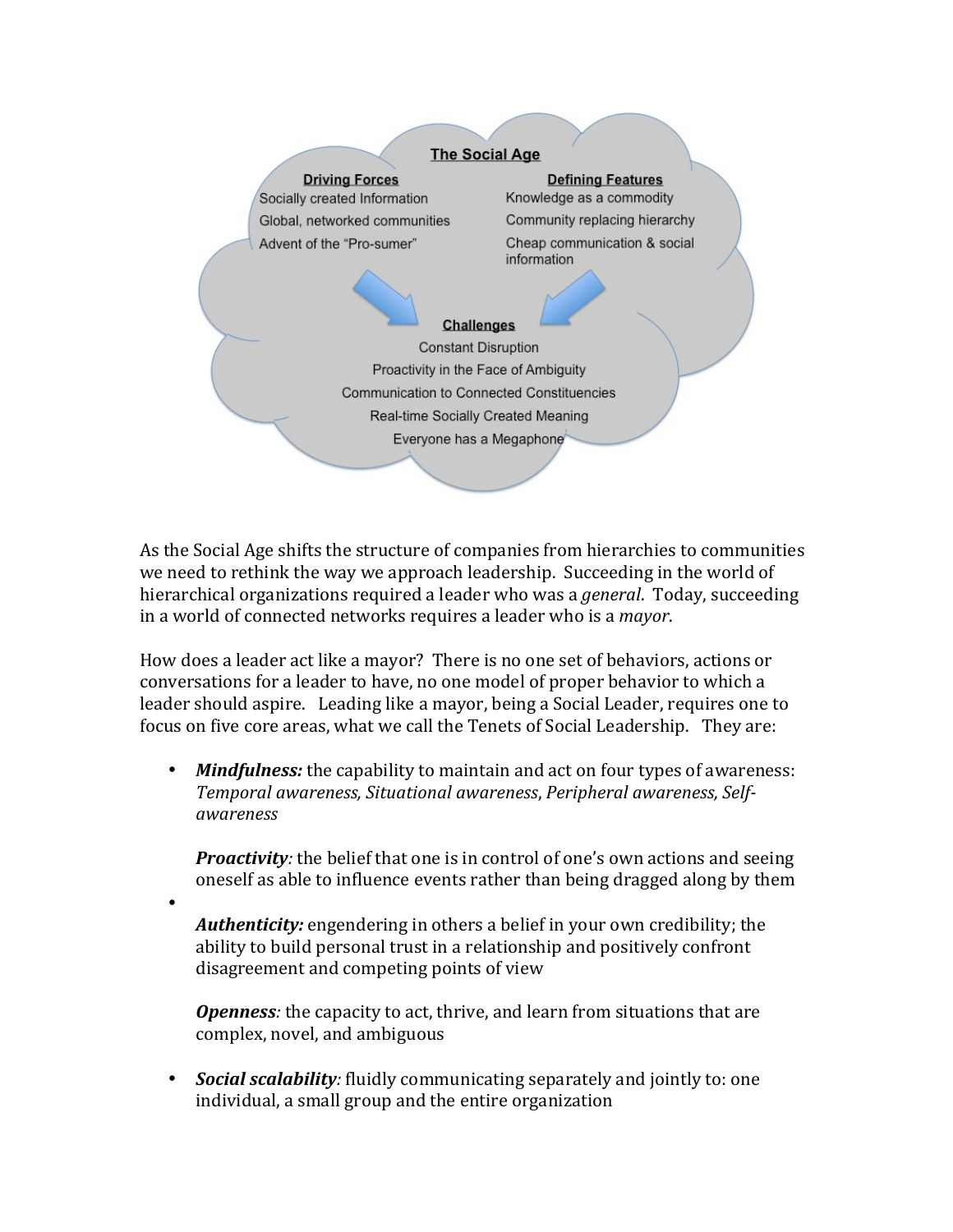**The Social Age**

**Driving Forces**
- Socially created Information
- Global, networked communities
- Advent of the "Pro-sumer"

**Defining Features**
- Knowledge as a commodity
- Community replacing hierarchy
- Cheap communication & social information

**Challenges**
- Constant Disruption
- Proactivity in the Face of Ambiguity
- Communication to Connected Constituencies
- Real-time Socially Created Meaning
- Everyone has a Megaphone

As the Social Age shifts the structure of companies from hierarchies to communities we need to rethink the way we approach leadership. Succeeding in the world of hierarchical organizations required a leader who was a *general*. Today, succeeding in a world of connected networks requires a leader who is a *mayor*.

How does a leader act like a mayor? There is no one set of behaviors, actions or conversations for a leader to have, no one model of proper behavior to which a leader should aspire. Leading like a mayor, being a Social Leader, requires one to focus on five core areas, what we call the Tenets of Social Leadership. They are:

- ***Mindfulness:*** the capability to maintain and act on four types of awareness: *Temporal awareness, Situational awareness, Peripheral awareness, Self-awareness*

  ***Proactivity:*** the belief that one is in control of one's own actions and seeing oneself as able to influence events rather than being dragged along by them

- ***Authenticity:*** engendering in others a belief in your own credibility; the ability to build personal trust in a relationship and positively confront disagreement and competing points of view

  ***Openness:*** the capacity to act, thrive, and learn from situations that are complex, novel, and ambiguous

- ***Social scalability:*** fluidly communicating separately and jointly to: one individual, a small group and the entire organization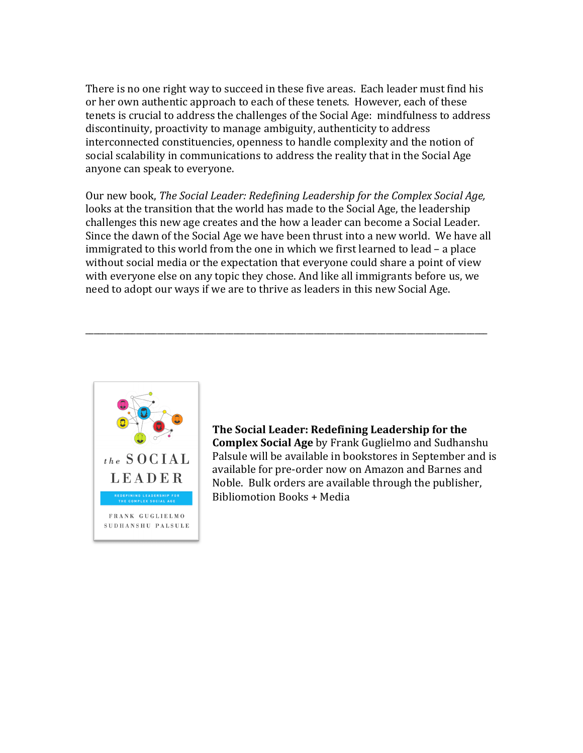There is no one right way to succeed in these five areas. Each leader must find his or her own authentic approach to each of these tenets. However, each of these tenets is crucial to address the challenges of the Social Age: mindfulness to address discontinuity, proactivity to manage ambiguity, authenticity to address interconnected constituencies, openness to handle complexity and the notion of social scalability in communications to address the reality that in the Social Age anyone can speak to everyone.

Our new book, *The Social Leader: Redefining Leadership for the Complex Social Age,* looks at the transition that the world has made to the Social Age, the leadership challenges this new age creates and the how a leader can become a Social Leader. Since the dawn of the Social Age we have been thrust into a new world. We have all immigrated to this world from the one in which we first learned to lead – a place without social media or the expectation that everyone could share a point of view with everyone else on any topic they chose. And like all immigrants before us, we need to adopt our ways if we are to thrive as leaders in this new Social Age.

---

**The Social Leader: Redefining Leadership for the Complex Social Age** by Frank Guglielmo and Sudhanshu Palsule will be available in bookstores in September and is available for pre-order now on Amazon and Barnes and Noble. Bulk orders are available through the publisher, Bibliomotion Books + Media